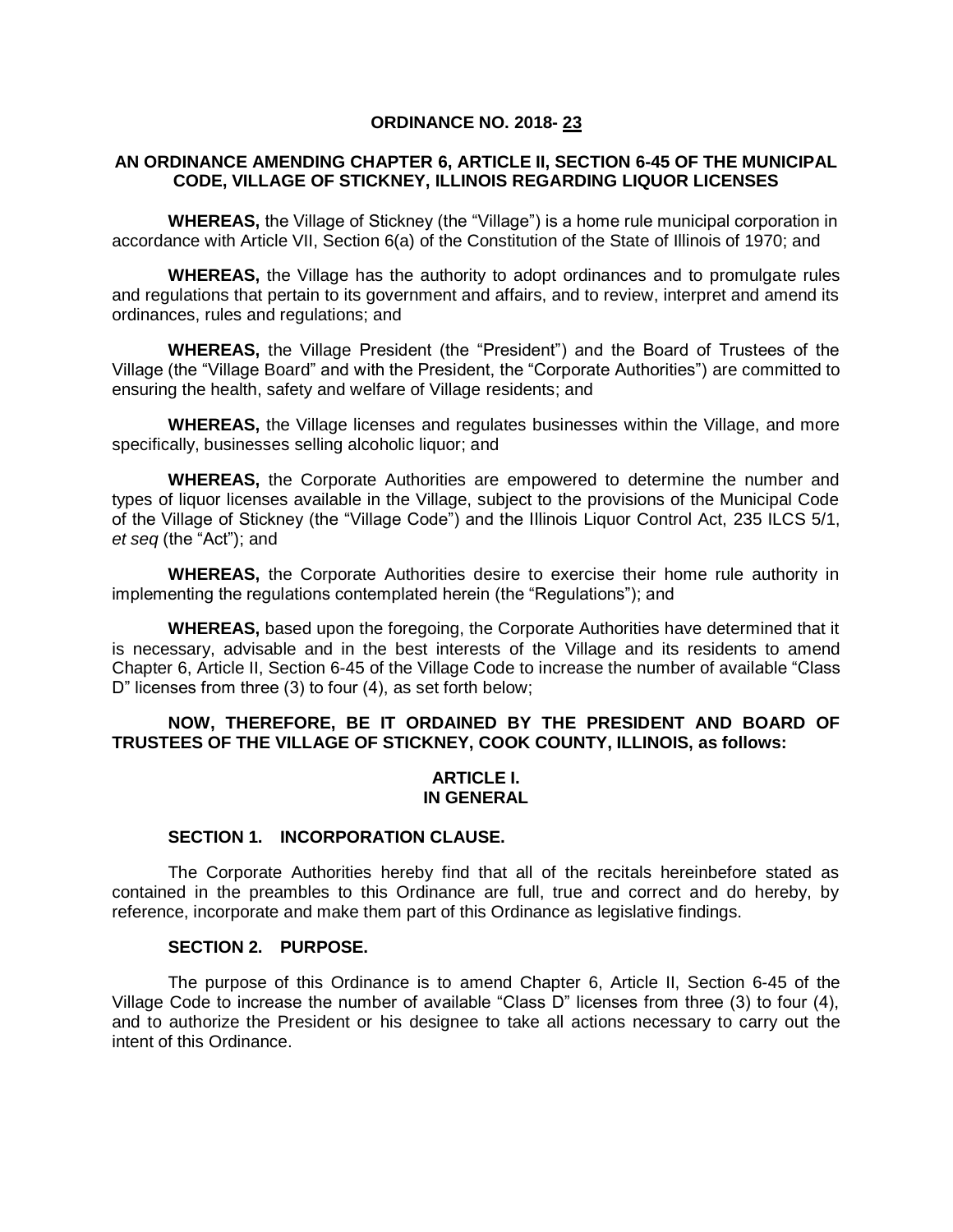**ORDINANCE NO. 2018- 23**

**AN ORDINANCE AMENDING CHAPTER 6, ARTICLE II, SECTION 6-45 OF THE MUNICIPAL CODE, VILLAGE OF STICKNEY, ILLINOIS REGARDING LIQUOR LICENSES**

**WHEREAS,** the Village of Stickney (the "Village") is a home rule municipal corporation in accordance with Article VII, Section 6(a) of the Constitution of the State of Illinois of 1970; and

**WHEREAS,** the Village has the authority to adopt ordinances and to promulgate rules and regulations that pertain to its government and affairs, and to review, interpret and amend its ordinances, rules and regulations; and

**WHEREAS,** the Village President (the "President") and the Board of Trustees of the Village (the "Village Board" and with the President, the "Corporate Authorities") are committed to ensuring the health, safety and welfare of Village residents; and

**WHEREAS,** the Village licenses and regulates businesses within the Village, and more specifically, businesses selling alcoholic liquor; and

**WHEREAS,** the Corporate Authorities are empowered to determine the number and types of liquor licenses available in the Village, subject to the provisions of the Municipal Code of the Village of Stickney (the "Village Code") and the Illinois Liquor Control Act, 235 ILCS 5/1, *et seq* (the "Act"); and

**WHEREAS,** the Corporate Authorities desire to exercise their home rule authority in implementing the regulations contemplated herein (the "Regulations"); and

**WHEREAS,** based upon the foregoing, the Corporate Authorities have determined that it is necessary, advisable and in the best interests of the Village and its residents to amend Chapter 6, Article II, Section 6-45 of the Village Code to increase the number of available "Class D" licenses from three (3) to four (4), as set forth below;

**NOW, THEREFORE, BE IT ORDAINED BY THE PRESIDENT AND BOARD OF TRUSTEES OF THE VILLAGE OF STICKNEY, COOK COUNTY, ILLINOIS, as follows:**

**ARTICLE I.
IN GENERAL**

**SECTION 1. INCORPORATION CLAUSE.**

The Corporate Authorities hereby find that all of the recitals hereinbefore stated as contained in the preambles to this Ordinance are full, true and correct and do hereby, by reference, incorporate and make them part of this Ordinance as legislative findings.

**SECTION 2. PURPOSE.**

The purpose of this Ordinance is to amend Chapter 6, Article II, Section 6-45 of the Village Code to increase the number of available "Class D" licenses from three (3) to four (4), and to authorize the President or his designee to take all actions necessary to carry out the intent of this Ordinance.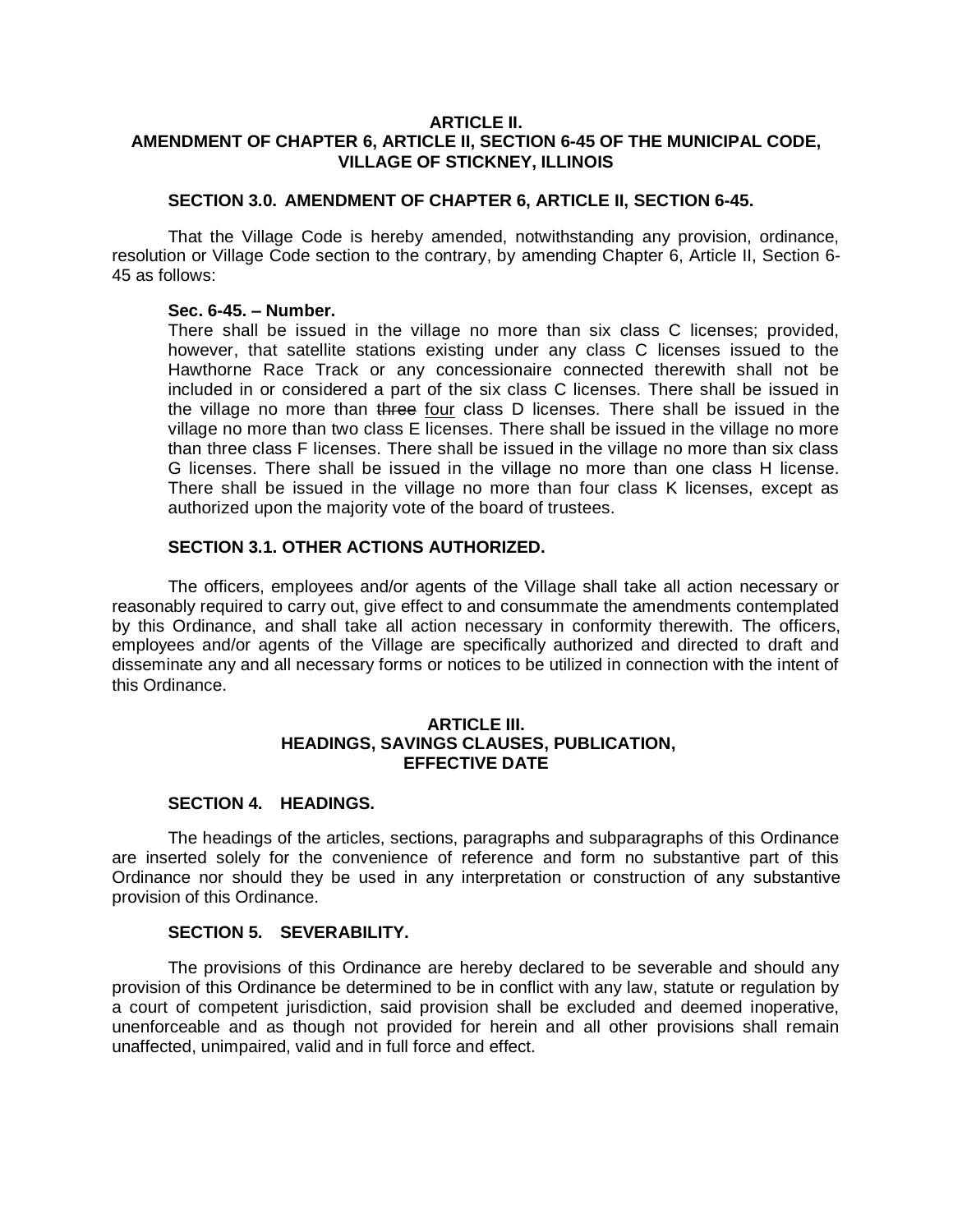**ARTICLE II.**
**AMENDMENT OF CHAPTER 6, ARTICLE II, SECTION 6-45 OF THE MUNICIPAL CODE, VILLAGE OF STICKNEY, ILLINOIS**

**SECTION 3.0. AMENDMENT OF CHAPTER 6, ARTICLE II, SECTION 6-45.**

That the Village Code is hereby amended, notwithstanding any provision, ordinance, resolution or Village Code section to the contrary, by amending Chapter 6, Article II, Section 6-45 as follows:

> **Sec. 6-45. – Number.**
> There shall be issued in the village no more than six class C licenses; provided, however, that satellite stations existing under any class C licenses issued to the Hawthorne Race Track or any concessionaire connected therewith shall not be included in or considered a part of the six class C licenses. There shall be issued in the village no more than ~~three~~ <u>four</u> class D licenses. There shall be issued in the village no more than two class E licenses. There shall be issued in the village no more than three class F licenses. There shall be issued in the village no more than six class G licenses. There shall be issued in the village no more than one class H license. There shall be issued in the village no more than four class K licenses, except as authorized upon the majority vote of the board of trustees.

**SECTION 3.1. OTHER ACTIONS AUTHORIZED.**

The officers, employees and/or agents of the Village shall take all action necessary or reasonably required to carry out, give effect to and consummate the amendments contemplated by this Ordinance, and shall take all action necessary in conformity therewith. The officers, employees and/or agents of the Village are specifically authorized and directed to draft and disseminate any and all necessary forms or notices to be utilized in connection with the intent of this Ordinance.

**ARTICLE III.**
**HEADINGS, SAVINGS CLAUSES, PUBLICATION, EFFECTIVE DATE**

**SECTION 4. HEADINGS.**

The headings of the articles, sections, paragraphs and subparagraphs of this Ordinance are inserted solely for the convenience of reference and form no substantive part of this Ordinance nor should they be used in any interpretation or construction of any substantive provision of this Ordinance.

**SECTION 5. SEVERABILITY.**

The provisions of this Ordinance are hereby declared to be severable and should any provision of this Ordinance be determined to be in conflict with any law, statute or regulation by a court of competent jurisdiction, said provision shall be excluded and deemed inoperative, unenforceable and as though not provided for herein and all other provisions shall remain unaffected, unimpaired, valid and in full force and effect.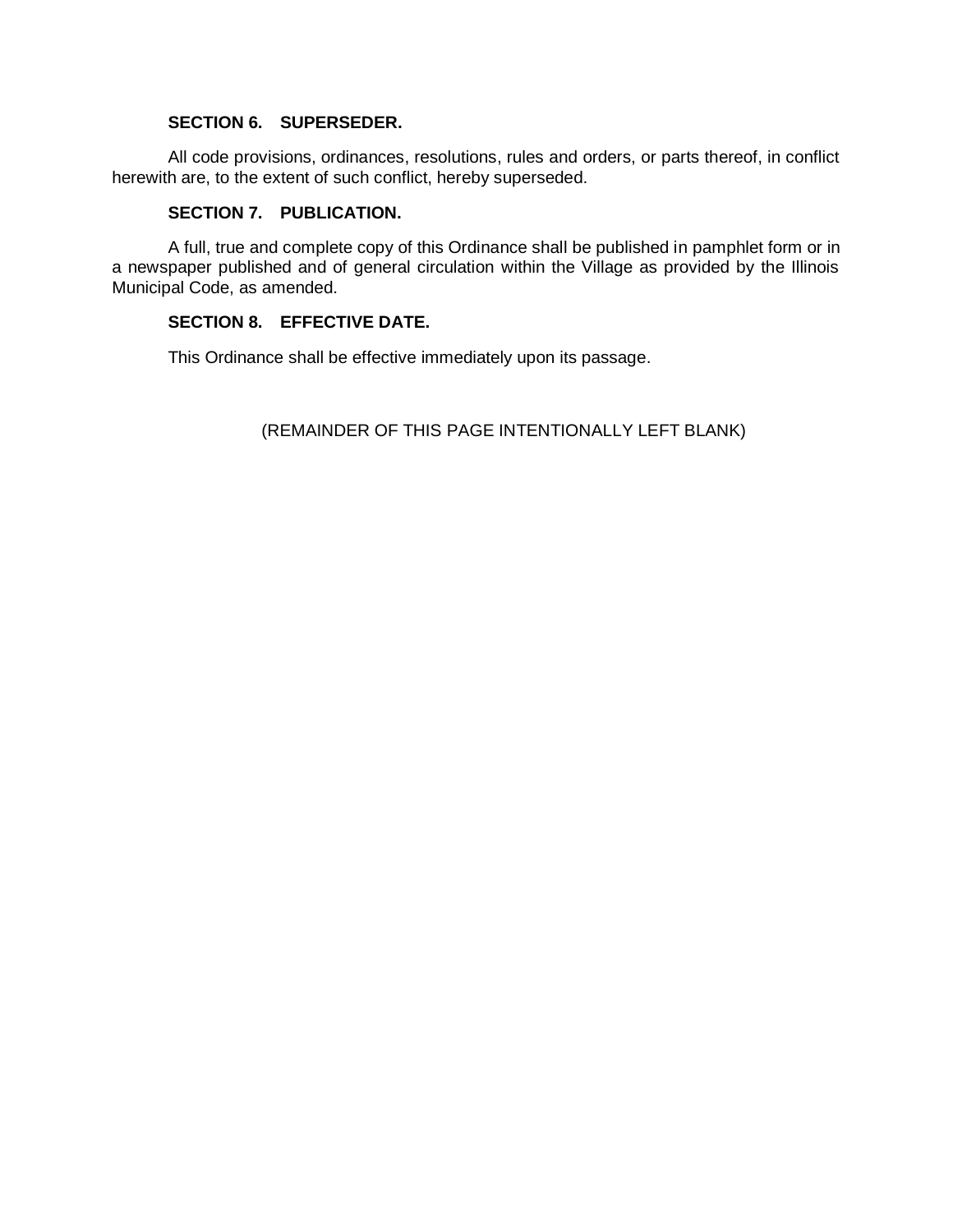**SECTION 6. SUPERSEDER.**

All code provisions, ordinances, resolutions, rules and orders, or parts thereof, in conflict herewith are, to the extent of such conflict, hereby superseded.

**SECTION 7. PUBLICATION.**

A full, true and complete copy of this Ordinance shall be published in pamphlet form or in a newspaper published and of general circulation within the Village as provided by the Illinois Municipal Code, as amended.

**SECTION 8. EFFECTIVE DATE.**

This Ordinance shall be effective immediately upon its passage.

(REMAINDER OF THIS PAGE INTENTIONALLY LEFT BLANK)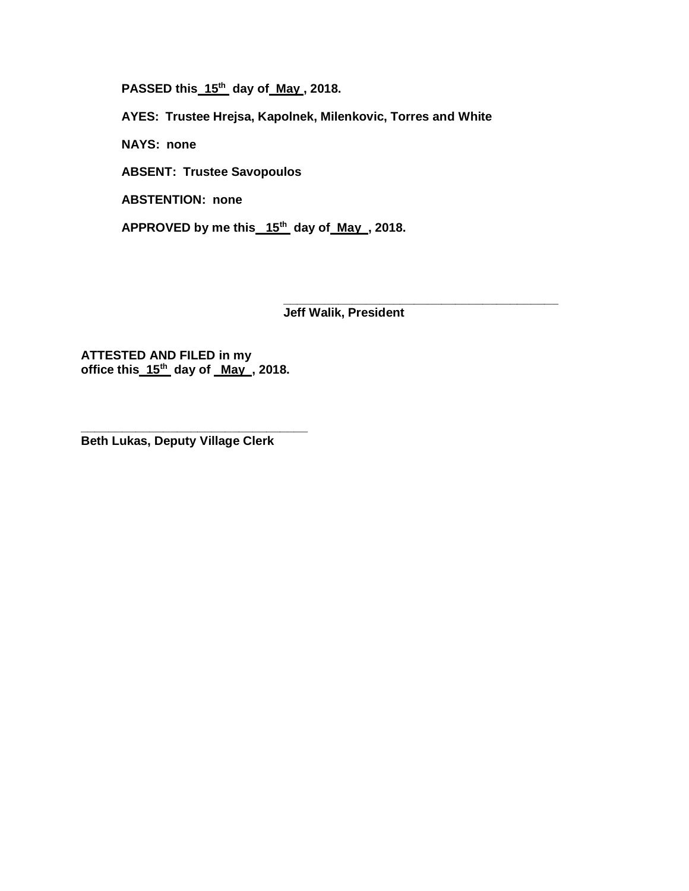**PASSED this 15th day of May , 2018.**

**AYES: Trustee Hrejsa, Kapolnek, Milenkovic, Torres and White**

**NAYS: none**

**ABSENT: Trustee Savopoulos**

**ABSTENTION: none**

**APPROVED by me this 15th day of May , 2018.**

\_\_\_\_\_\_\_\_\_\_\_\_\_\_\_\_\_\_\_\_\_\_\_\_\_\_\_\_\_\_\_\_\_\_\_\_\_\_\_\_\_\_
**Jeff Walik, President**

**ATTESTED AND FILED in my office this 15th day of May , 2018.**

\_\_\_\_\_\_\_\_\_\_\_\_\_\_\_\_\_\_\_\_\_\_\_\_\_\_\_\_\_\_\_\_\_\_\_
**Beth Lukas, Deputy Village Clerk**